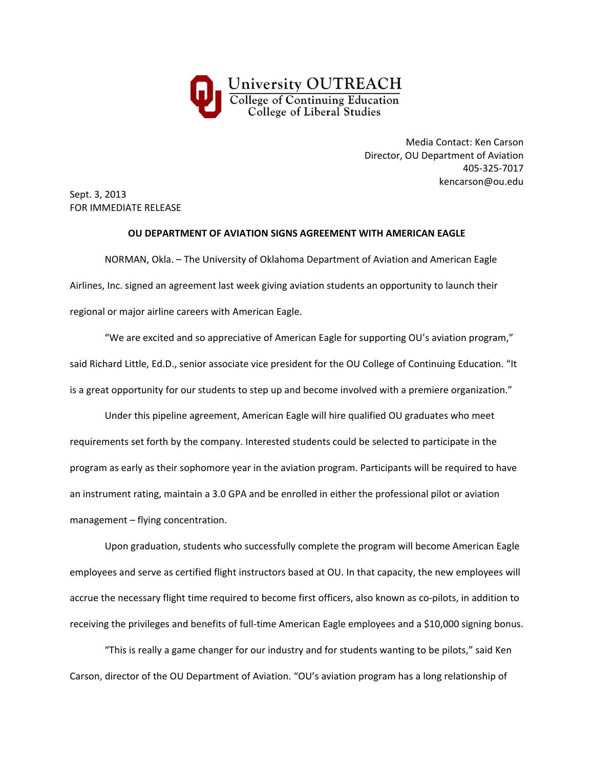University OUTREACH
College of Continuing Education
College of Liberal Studies

Media Contact: Ken Carson
Director, OU Department of Aviation
405-325-7017
kencarson@ou.edu

Sept. 3, 2013
FOR IMMEDIATE RELEASE

**OU DEPARTMENT OF AVIATION SIGNS AGREEMENT WITH AMERICAN EAGLE**

NORMAN, Okla. – The University of Oklahoma Department of Aviation and American Eagle Airlines, Inc. signed an agreement last week giving aviation students an opportunity to launch their regional or major airline careers with American Eagle.

"We are excited and so appreciative of American Eagle for supporting OU's aviation program," said Richard Little, Ed.D., senior associate vice president for the OU College of Continuing Education. "It is a great opportunity for our students to step up and become involved with a premiere organization."

Under this pipeline agreement, American Eagle will hire qualified OU graduates who meet requirements set forth by the company. Interested students could be selected to participate in the program as early as their sophomore year in the aviation program. Participants will be required to have an instrument rating, maintain a 3.0 GPA and be enrolled in either the professional pilot or aviation management – flying concentration.

Upon graduation, students who successfully complete the program will become American Eagle employees and serve as certified flight instructors based at OU. In that capacity, the new employees will accrue the necessary flight time required to become first officers, also known as co-pilots, in addition to receiving the privileges and benefits of full-time American Eagle employees and a $10,000 signing bonus.

"This is really a game changer for our industry and for students wanting to be pilots," said Ken Carson, director of the OU Department of Aviation. "OU's aviation program has a long relationship of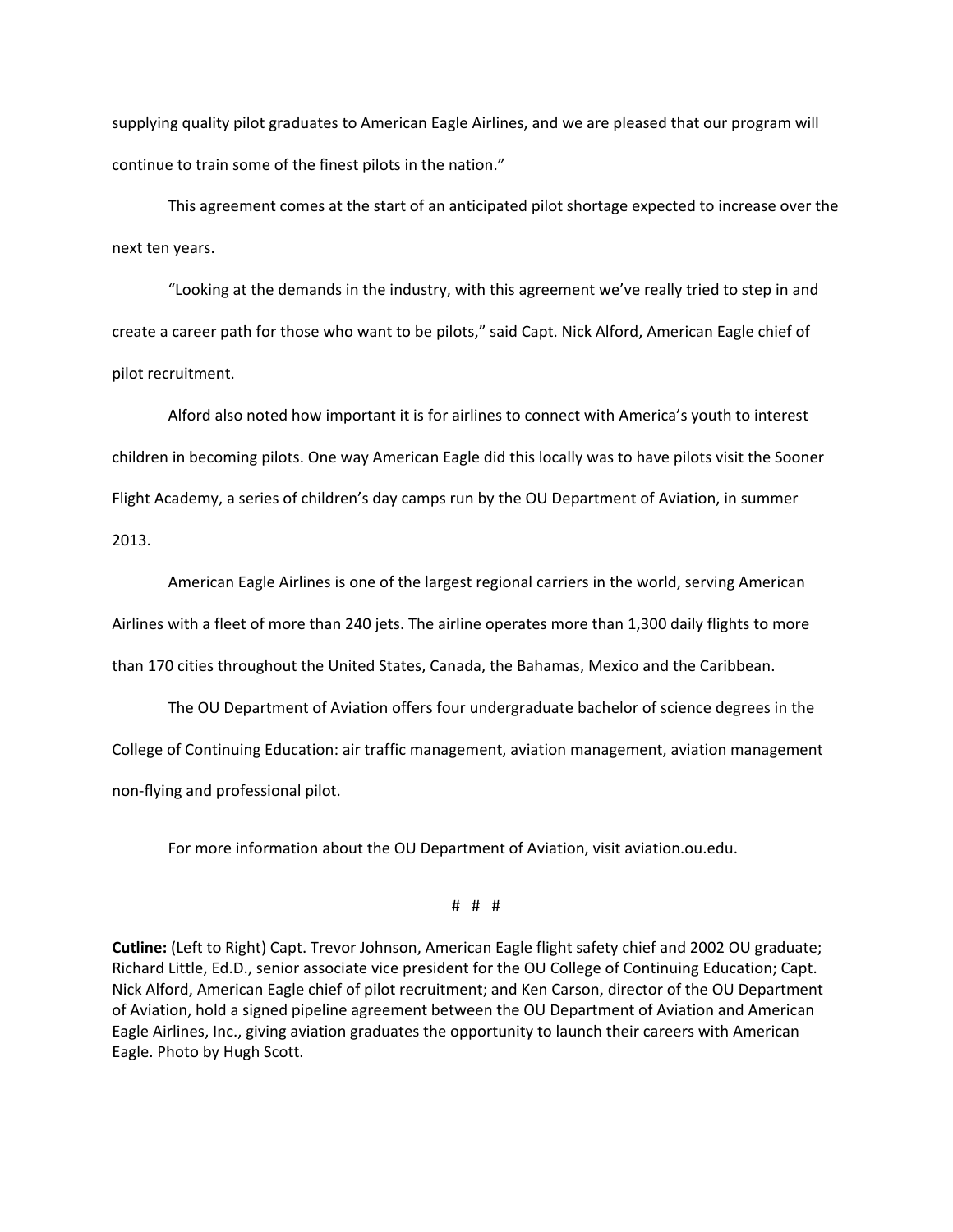supplying quality pilot graduates to American Eagle Airlines, and we are pleased that our program will continue to train some of the finest pilots in the nation."

This agreement comes at the start of an anticipated pilot shortage expected to increase over the next ten years.

"Looking at the demands in the industry, with this agreement we've really tried to step in and create a career path for those who want to be pilots," said Capt. Nick Alford, American Eagle chief of pilot recruitment.

Alford also noted how important it is for airlines to connect with America's youth to interest children in becoming pilots. One way American Eagle did this locally was to have pilots visit the Sooner Flight Academy, a series of children's day camps run by the OU Department of Aviation, in summer 2013.

American Eagle Airlines is one of the largest regional carriers in the world, serving American Airlines with a fleet of more than 240 jets. The airline operates more than 1,300 daily flights to more than 170 cities throughout the United States, Canada, the Bahamas, Mexico and the Caribbean.

The OU Department of Aviation offers four undergraduate bachelor of science degrees in the College of Continuing Education: air traffic management, aviation management, aviation management non-flying and professional pilot.

For more information about the OU Department of Aviation, visit aviation.ou.edu.

# # #

**Cutline:** (Left to Right) Capt. Trevor Johnson, American Eagle flight safety chief and 2002 OU graduate; Richard Little, Ed.D., senior associate vice president for the OU College of Continuing Education; Capt. Nick Alford, American Eagle chief of pilot recruitment; and Ken Carson, director of the OU Department of Aviation, hold a signed pipeline agreement between the OU Department of Aviation and American Eagle Airlines, Inc., giving aviation graduates the opportunity to launch their careers with American Eagle. Photo by Hugh Scott.